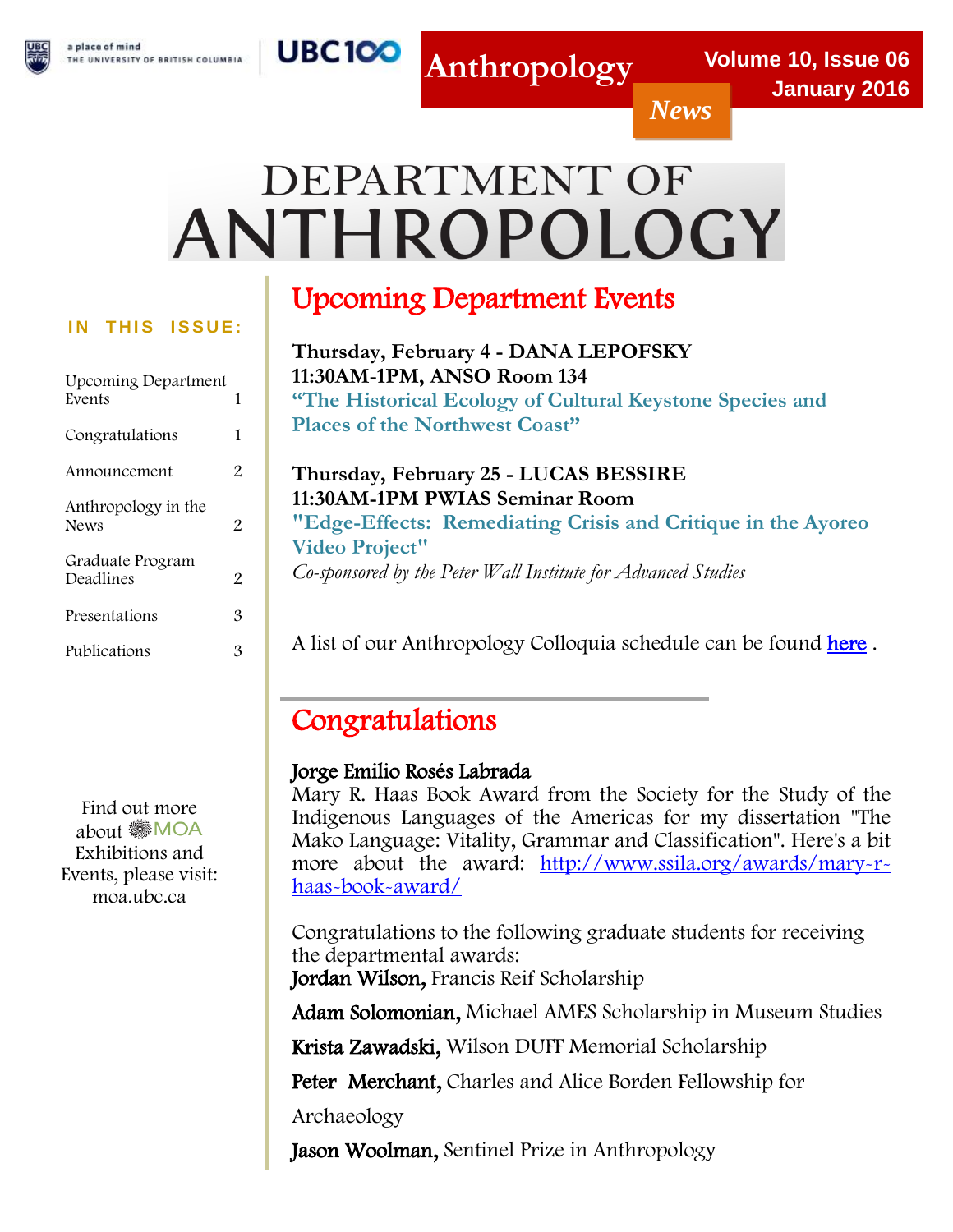a place of mind
THE UNIVERSITY OF BRITISH COLUMBIA

UBC100

# Anthropology News

Volume 10, Issue 06
January 2016

# DEPARTMENT OF ANTHROPOLOGY

**IN THIS ISSUE:**

| | |
|---|---|
| Upcoming Department Events | 1 |
| Congratulations | 1 |
| Announcement | 2 |
| Anthropology in the News | 2 |
| Graduate Program Deadlines | 2 |
| Presentations | 3 |
| Publications | 3 |

Find out more about MOA Exhibitions and Events, please visit: moa.ubc.ca

## Upcoming Department Events

**Thursday, February 4 - DANA LEPOFSKY**
**11:30AM-1PM, ANSO Room 134**
**"The Historical Ecology of Cultural Keystone Species and Places of the Northwest Coast"**

**Thursday, February 25 - LUCAS BESSIRE**
**11:30AM-1PM PWIAS Seminar Room**
**"Edge-Effects: Remediating Crisis and Critique in the Ayoreo Video Project"**
*Co-sponsored by the Peter Wall Institute for Advanced Studies*

A list of our Anthropology Colloquia schedule can be found [here](here) .

## Congratulations

**Jorge Emilio Rosés Labrada**
Mary R. Haas Book Award from the Society for the Study of the Indigenous Languages of the Americas for my dissertation "The Mako Language: Vitality, Grammar and Classification". Here's a bit more about the award: http://www.ssila.org/awards/mary-r-haas-book-award/

Congratulations to the following graduate students for receiving the departmental awards:

**Jordan Wilson,** Francis Reif Scholarship

**Adam Solomonian,** Michael AMES Scholarship in Museum Studies

**Krista Zawadski,** Wilson DUFF Memorial Scholarship

**Peter Merchant,** Charles and Alice Borden Fellowship for Archaeology

**Jason Woolman,** Sentinel Prize in Anthropology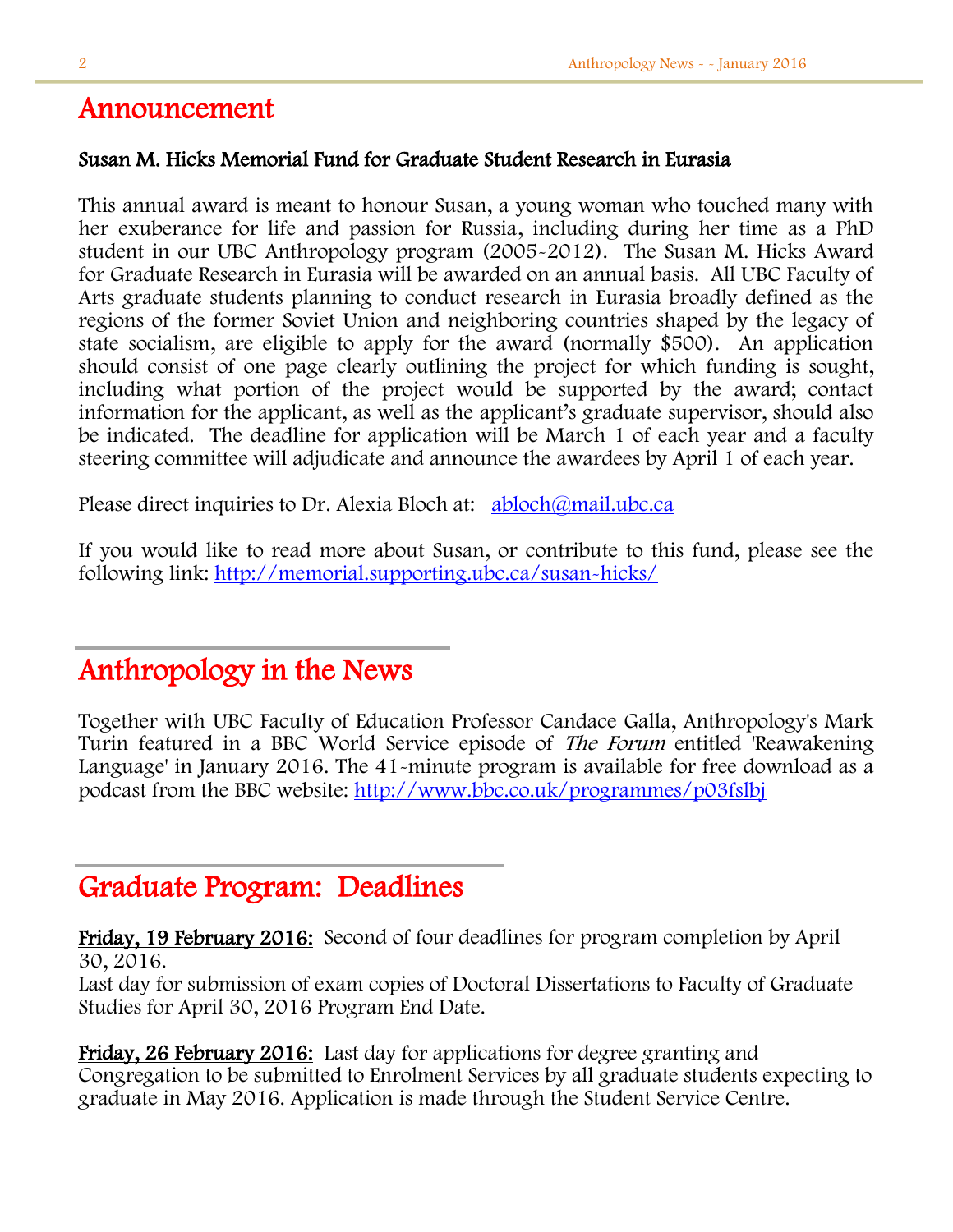# Announcement

### Susan M. Hicks Memorial Fund for Graduate Student Research in Eurasia

This annual award is meant to honour Susan, a young woman who touched many with her exuberance for life and passion for Russia, including during her time as a PhD student in our UBC Anthropology program (2005-2012). The Susan M. Hicks Award for Graduate Research in Eurasia will be awarded on an annual basis. All UBC Faculty of Arts graduate students planning to conduct research in Eurasia broadly defined as the regions of the former Soviet Union and neighboring countries shaped by the legacy of state socialism, are eligible to apply for the award (normally $500). An application should consist of one page clearly outlining the project for which funding is sought, including what portion of the project would be supported by the award; contact information for the applicant, as well as the applicant's graduate supervisor, should also be indicated. The deadline for application will be March 1 of each year and a faculty steering committee will adjudicate and announce the awardees by April 1 of each year.

Please direct inquiries to Dr. Alexia Bloch at: abloch@mail.ubc.ca

If you would like to read more about Susan, or contribute to this fund, please see the following link: http://memorial.supporting.ubc.ca/susan-hicks/

# Anthropology in the News

Together with UBC Faculty of Education Professor Candace Galla, Anthropology's Mark Turin featured in a BBC World Service episode of *The Forum* entitled 'Reawakening Language' in January 2016. The 41-minute program is available for free download as a podcast from the BBC website: http://www.bbc.co.uk/programmes/p03fslbj

# Graduate Program: Deadlines

**Friday, 19 February 2016:** Second of four deadlines for program completion by April 30, 2016.
Last day for submission of exam copies of Doctoral Dissertations to Faculty of Graduate Studies for April 30, 2016 Program End Date.

**Friday, 26 February 2016:** Last day for applications for degree granting and Congregation to be submitted to Enrolment Services by all graduate students expecting to graduate in May 2016. Application is made through the Student Service Centre.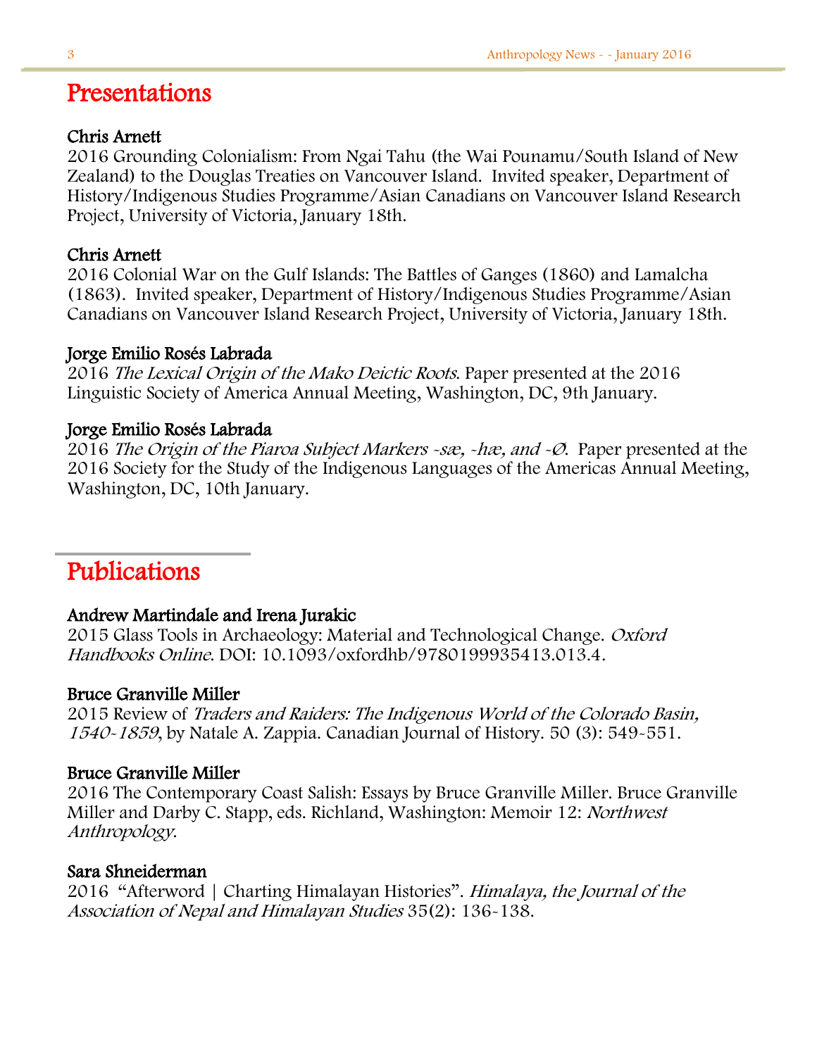# Presentations

**Chris Arnett**
2016 Grounding Colonialism: From Ngai Tahu (the Wai Pounamu/South Island of New Zealand) to the Douglas Treaties on Vancouver Island. Invited speaker, Department of History/Indigenous Studies Programme/Asian Canadians on Vancouver Island Research Project, University of Victoria, January 18th.

**Chris Arnett**
2016 Colonial War on the Gulf Islands: The Battles of Ganges (1860) and Lamalcha (1863). Invited speaker, Department of History/Indigenous Studies Programme/Asian Canadians on Vancouver Island Research Project, University of Victoria, January 18th.

**Jorge Emilio Rosés Labrada**
2016 *The Lexical Origin of the Mako Deictic Roots*. Paper presented at the 2016 Linguistic Society of America Annual Meeting, Washington, DC, 9th January.

**Jorge Emilio Rosés Labrada**
2016 *The Origin of the Piaroa Subject Markers -sæ, -hæ, and -Ø*. Paper presented at the 2016 Society for the Study of the Indigenous Languages of the Americas Annual Meeting, Washington, DC, 10th January.

# Publications

**Andrew Martindale and Irena Jurakic**
2015 Glass Tools in Archaeology: Material and Technological Change. *Oxford Handbooks Online*. DOI: 10.1093/oxfordhb/9780199935413.013.4.

**Bruce Granville Miller**
2015 Review of *Traders and Raiders: The Indigenous World of the Colorado Basin, 1540-1859*, by Natale A. Zappia. Canadian Journal of History. 50 (3): 549-551.

**Bruce Granville Miller**
2016 The Contemporary Coast Salish: Essays by Bruce Granville Miller. Bruce Granville Miller and Darby C. Stapp, eds. Richland, Washington: Memoir 12: *Northwest Anthropology*.

**Sara Shneiderman**
2016 "Afterword | Charting Himalayan Histories". *Himalaya, the Journal of the Association of Nepal and Himalayan Studies* 35(2): 136-138.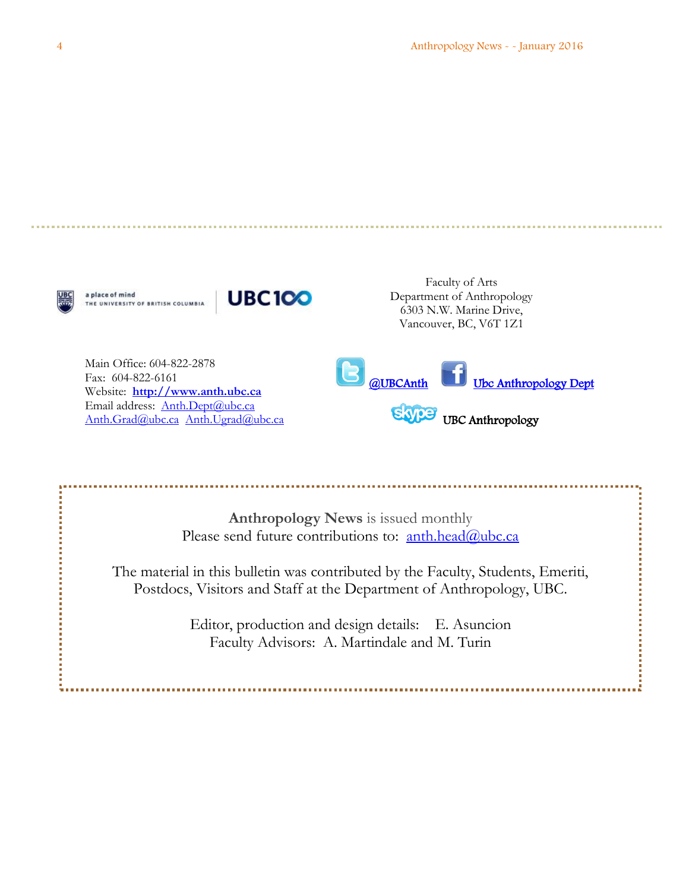a place of mind
THE UNIVERSITY OF BRITISH COLUMBIA

UBC100

Faculty of Arts
Department of Anthropology
6303 N.W. Marine Drive,
Vancouver, BC, V6T 1Z1

Main Office: 604-822-2878
Fax: 604-822-6161
Website: **http://www.anth.ubc.ca**
Email address: Anth.Dept@ubc.ca
Anth.Grad@ubc.ca Anth.Ugrad@ubc.ca

@UBCAnth

Ubc Anthropology Dept

UBC Anthropology

**Anthropology News** is issued monthly
Please send future contributions to: anth.head@ubc.ca

The material in this bulletin was contributed by the Faculty, Students, Emeriti, Postdocs, Visitors and Staff at the Department of Anthropology, UBC.

Editor, production and design details: E. Asuncion
Faculty Advisors: A. Martindale and M. Turin